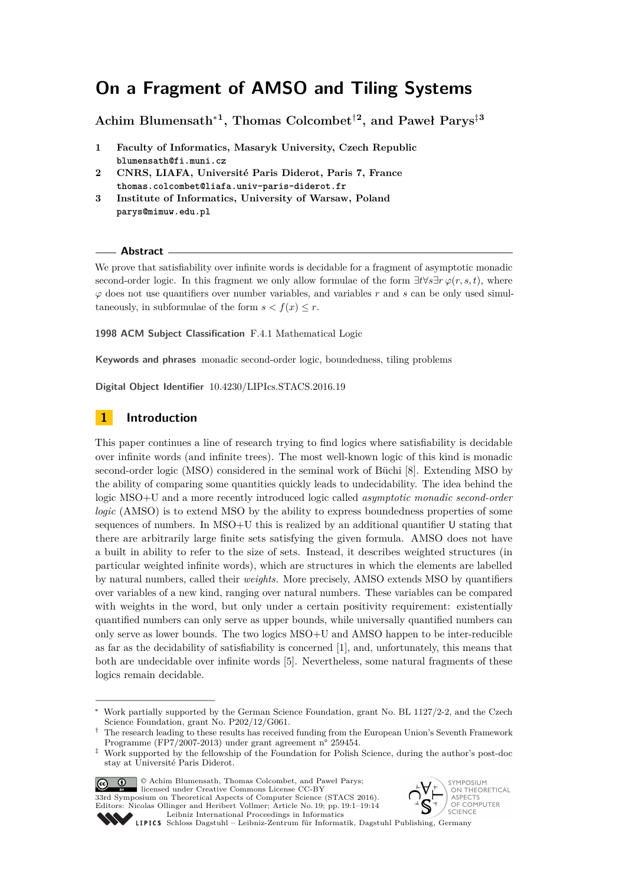# On a Fragment of AMSO and Tiling Systems

**Achim Blumensath*[1], Thomas Colcombet†[2], and Paweł Parys‡[3]**

1. **Faculty of Informatics, Masaryk University, Czech Republic**
   blumensath@fi.muni.cz
2. **CNRS, LIAFA, Université Paris Diderot, Paris 7, France**
   thomas.colcombet@liafa.univ-paris-diderot.fr
3. **Institute of Informatics, University of Warsaw, Poland**
   parys@mimuw.edu.pl

## Abstract

We prove that satisfiability over infinite words is decidable for a fragment of asymptotic monadic second-order logic. In this fragment we only allow formulae of the form $\exists t \forall s \exists r\, \varphi(r, s, t)$, where $\varphi$ does not use quantifiers over number variables, and variables $r$ and $s$ can be only used simultaneously, in subformulae of the form $s < f(x) \leq r$.

**1998 ACM Subject Classification** F.4.1 Mathematical Logic

**Keywords and phrases** monadic second-order logic, boundedness, tiling problems

**Digital Object Identifier** 10.4230/LIPIcs.STACS.2016.19

## 1 Introduction

This paper continues a line of research trying to find logics where satisfiability is decidable over infinite words (and infinite trees). The most well-known logic of this kind is monadic second-order logic (MSO) considered in the seminal work of Büchi [8]. Extending MSO by the ability of comparing some quantities quickly leads to undecidability. The idea behind the logic MSO+U and a more recently introduced logic called *asymptotic monadic second-order logic* (AMSO) is to extend MSO by the ability to express boundedness properties of some sequences of numbers. In MSO+U this is realized by an additional quantifier U stating that there are arbitrarily large finite sets satisfying the given formula. AMSO does not have a built in ability to refer to the size of sets. Instead, it describes weighted structures (in particular weighted infinite words), which are structures in which the elements are labelled by natural numbers, called their *weights.* More precisely, AMSO extends MSO by quantifiers over variables of a new kind, ranging over natural numbers. These variables can be compared with weights in the word, but only under a certain positivity requirement: existentially quantified numbers can only serve as upper bounds, while universally quantified numbers can only serve as lower bounds. The two logics MSO+U and AMSO happen to be inter-reducible as far as the decidability of satisfiability is concerned [1], and, unfortunately, this means that both are undecidable over infinite words [5]. Nevertheless, some natural fragments of these logics remain decidable.

---

* Work partially supported by the German Science Foundation, grant No. BL 1127/2-2, and the Czech Science Foundation, grant No. P202/12/G061.

† The research leading to these results has received funding from the European Union's Seventh Framework Programme (FP7/2007-2013) under grant agreement n° 259454.

‡ Work supported by the fellowship of the Foundation for Polish Science, during the author's post-doc stay at Université Paris Diderot.

© Achim Blumensath, Thomas Colcombet, and Paweł Parys; licensed under Creative Commons License CC-BY
33rd Symposium on Theoretical Aspects of Computer Science (STACS 2016).
Editors: Nicolas Ollinger and Heribert Vollmer; Article No. 19; pp. 19:1–19:14
Leibniz International Proceedings in Informatics
LIPICS Schloss Dagstuhl – Leibniz-Zentrum für Informatik, Dagstuhl Publishing, Germany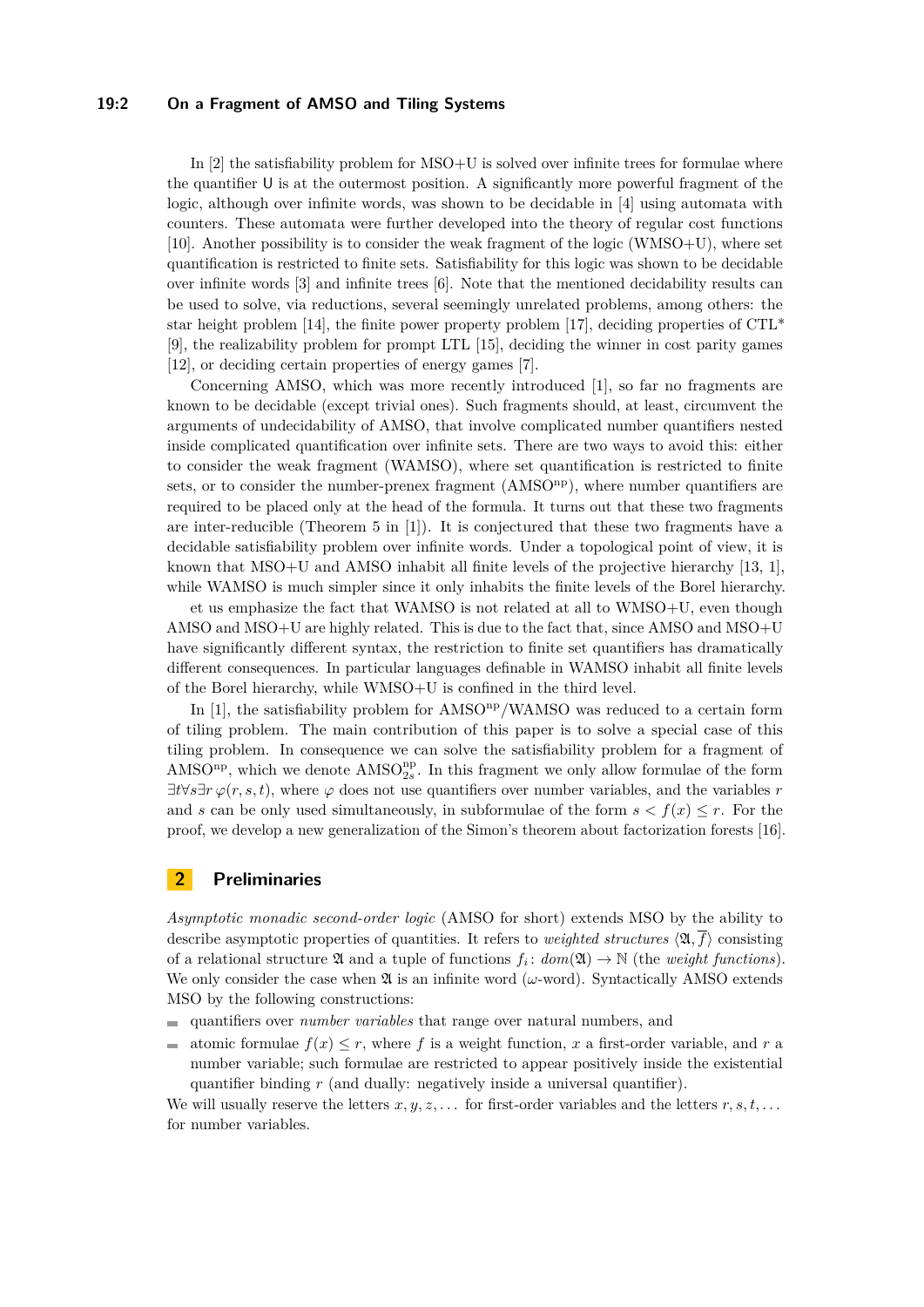In [2] the satisfiability problem for MSO+U is solved over infinite trees for formulae where the quantifier U is at the outermost position. A significantly more powerful fragment of the logic, although over infinite words, was shown to be decidable in [4] using automata with counters. These automata were further developed into the theory of regular cost functions [10]. Another possibility is to consider the weak fragment of the logic (WMSO+U), where set quantification is restricted to finite sets. Satisfiability for this logic was shown to be decidable over infinite words [3] and infinite trees [6]. Note that the mentioned decidability results can be used to solve, via reductions, several seemingly unrelated problems, among others: the star height problem [14], the finite power property problem [17], deciding properties of CTL* [9], the realizability problem for prompt LTL [15], deciding the winner in cost parity games [12], or deciding certain properties of energy games [7].

Concerning AMSO, which was more recently introduced [1], so far no fragments are known to be decidable (except trivial ones). Such fragments should, at least, circumvent the arguments of undecidability of AMSO, that involve complicated number quantifiers nested inside complicated quantification over infinite sets. There are two ways to avoid this: either to consider the weak fragment (WAMSO), where set quantification is restricted to finite sets, or to consider the number-prenex fragment ($\mathrm{AMSO}^{\mathrm{np}}$), where number quantifiers are required to be placed only at the head of the formula. It turns out that these two fragments are inter-reducible (Theorem 5 in [1]). It is conjectured that these two fragments have a decidable satisfiability problem over infinite words. Under a topological point of view, it is known that MSO+U and AMSO inhabit all finite levels of the projective hierarchy [13, 1], while WAMSO is much simpler since it only inhabits the finite levels of the Borel hierarchy.

et us emphasize the fact that WAMSO is not related at all to WMSO+U, even though AMSO and MSO+U are highly related. This is due to the fact that, since AMSO and MSO+U have significantly different syntax, the restriction to finite set quantifiers has dramatically different consequences. In particular languages definable in WAMSO inhabit all finite levels of the Borel hierarchy, while WMSO+U is confined in the third level.

In [1], the satisfiability problem for $\mathrm{AMSO}^{\mathrm{np}}$/WAMSO was reduced to a certain form of tiling problem. The main contribution of this paper is to solve a special case of this tiling problem. In consequence we can solve the satisfiability problem for a fragment of $\mathrm{AMSO}^{\mathrm{np}}$, which we denote $\mathrm{AMSO}^{\mathrm{np}}_{2s}$. In this fragment we only allow formulae of the form $\exists t \forall s \exists r\, \varphi(r, s, t)$, where $\varphi$ does not use quantifiers over number variables, and the variables $r$ and $s$ can be only used simultaneously, in subformulae of the form $s < f(x) \leq r$. For the proof, we develop a new generalization of the Simon's theorem about factorization forests [16].

## 2 Preliminaries

*Asymptotic monadic second-order logic* (AMSO for short) extends MSO by the ability to describe asymptotic properties of quantities. It refers to *weighted structures* $\langle \mathfrak{A}, \overline{f} \rangle$ consisting of a relational structure $\mathfrak{A}$ and a tuple of functions $f_i \colon dom(\mathfrak{A}) \to \mathbb{N}$ (the *weight functions*). We only consider the case when $\mathfrak{A}$ is an infinite word ($\omega$-word). Syntactically AMSO extends MSO by the following constructions:

- quantifiers over *number variables* that range over natural numbers, and
- atomic formulae $f(x) \leq r$, where $f$ is a weight function, $x$ a first-order variable, and $r$ a number variable; such formulae are restricted to appear positively inside the existential quantifier binding $r$ (and dually: negatively inside a universal quantifier).

We will usually reserve the letters $x, y, z, \ldots$ for first-order variables and the letters $r, s, t, \ldots$ for number variables.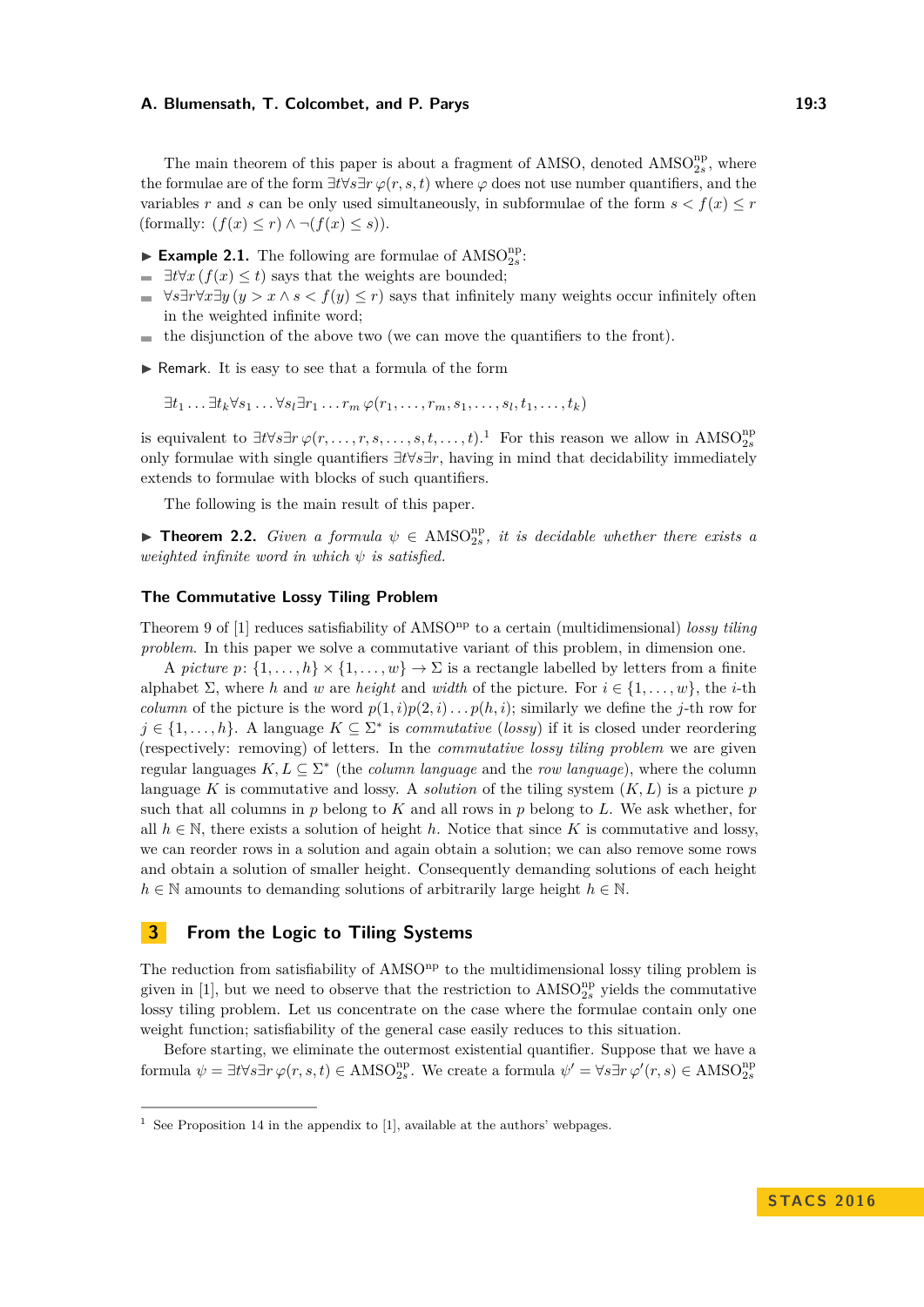The main theorem of this paper is about a fragment of AMSO, denoted $\mathrm{AMSO}^{\mathrm{np}}_{2s}$, where the formulae are of the form $\exists t \forall s \exists r\, \varphi(r, s, t)$ where $\varphi$ does not use number quantifiers, and the variables $r$ and $s$ can be only used simultaneously, in subformulae of the form $s < f(x) \leq r$ (formally: $(f(x) \leq r) \wedge \neg(f(x) \leq s)$).

▶ **Example 2.1.** The following are formulae of $\mathrm{AMSO}^{\mathrm{np}}_{2s}$:

- $\exists t \forall x\, (f(x) \leq t)$ says that the weights are bounded;
- $\forall s \exists r \forall x \exists y\, (y > x \wedge s < f(y) \leq r)$ says that infinitely many weights occur infinitely often in the weighted infinite word;
- the disjunction of the above two (we can move the quantifiers to the front).

▶ Remark. It is easy to see that a formula of the form

$$\exists t_1 \ldots \exists t_k \forall s_1 \ldots \forall s_l \exists r_1 \ldots r_m\, \varphi(r_1, \ldots, r_m, s_1, \ldots, s_l, t_1, \ldots, t_k)$$

is equivalent to $\exists t \forall s \exists r\, \varphi(r, \ldots, r, s, \ldots, s, t, \ldots, t)$.[1] For this reason we allow in $\mathrm{AMSO}^{\mathrm{np}}_{2s}$ only formulae with single quantifiers $\exists t \forall s \exists r$, having in mind that decidability immediately extends to formulae with blocks of such quantifiers.

The following is the main result of this paper.

▶ **Theorem 2.2.** *Given a formula $\psi \in \mathrm{AMSO}^{\mathrm{np}}_{2s}$, it is decidable whether there exists a weighted infinite word in which $\psi$ is satisfied.*

### The Commutative Lossy Tiling Problem

Theorem 9 of [1] reduces satisfiability of $\mathrm{AMSO}^{\mathrm{np}}$ to a certain (multidimensional) *lossy tiling problem*. In this paper we solve a commutative variant of this problem, in dimension one.

A *picture* $p \colon \{1, \ldots, h\} \times \{1, \ldots, w\} \to \Sigma$ is a rectangle labelled by letters from a finite alphabet $\Sigma$, where $h$ and $w$ are *height* and *width* of the picture. For $i \in \{1, \ldots, w\}$, the $i$-th *column* of the picture is the word $p(1, i)p(2, i) \ldots p(h, i)$; similarly we define the $j$-th row for $j \in \{1, \ldots, h\}$. A language $K \subseteq \Sigma^*$ is *commutative* (*lossy*) if it is closed under reordering (respectively: removing) of letters. In the *commutative lossy tiling problem* we are given regular languages $K, L \subseteq \Sigma^*$ (the *column language* and the *row language*), where the column language $K$ is commutative and lossy. A *solution* of the tiling system $(K, L)$ is a picture $p$ such that all columns in $p$ belong to $K$ and all rows in $p$ belong to $L$. We ask whether, for all $h \in \mathbb{N}$, there exists a solution of height $h$. Notice that since $K$ is commutative and lossy, we can reorder rows in a solution and again obtain a solution; we can also remove some rows and obtain a solution of smaller height. Consequently demanding solutions of each height $h \in \mathbb{N}$ amounts to demanding solutions of arbitrarily large height $h \in \mathbb{N}$.

## 3 From the Logic to Tiling Systems

The reduction from satisfiability of $\mathrm{AMSO}^{\mathrm{np}}$ to the multidimensional lossy tiling problem is given in [1], but we need to observe that the restriction to $\mathrm{AMSO}^{\mathrm{np}}_{2s}$ yields the commutative lossy tiling problem. Let us concentrate on the case where the formulae contain only one weight function; satisfiability of the general case easily reduces to this situation.

Before starting, we eliminate the outermost existential quantifier. Suppose that we have a formula $\psi = \exists t \forall s \exists r\, \varphi(r, s, t) \in \mathrm{AMSO}^{\mathrm{np}}_{2s}$. We create a formula $\psi' = \forall s \exists r\, \varphi'(r, s) \in \mathrm{AMSO}^{\mathrm{np}}_{2s}$

[1] See Proposition 14 in the appendix to [1], available at the authors' webpages.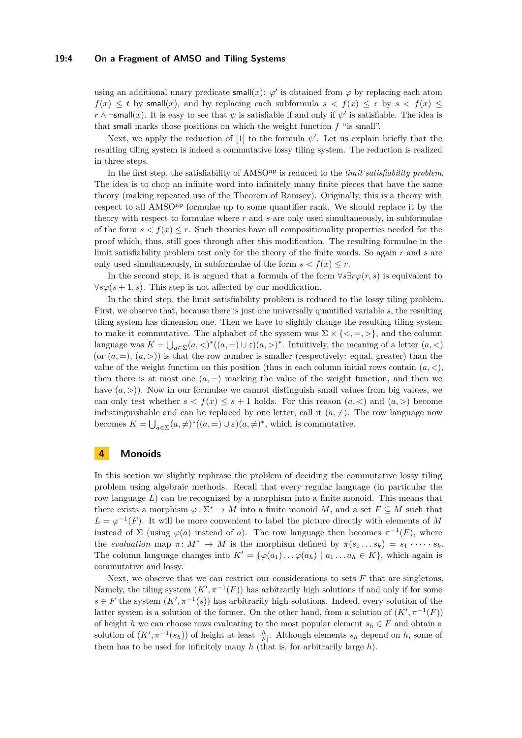using an additional unary predicate $\mathsf{small}(x)$: $\varphi'$ is obtained from $\varphi$ by replacing each atom $f(x) \leq t$ by $\mathsf{small}(x)$, and by replacing each subformula $s < f(x) \leq r$ by $s < f(x) \leq r \wedge \neg\mathsf{small}(x)$. It is easy to see that $\psi$ is satisfiable if and only if $\psi'$ is satisfiable. The idea is that $\mathsf{small}$ marks those positions on which the weight function $f$ "is small".

Next, we apply the reduction of [1] to the formula $\psi'$. Let us explain briefly that the resulting tiling system is indeed a commutative lossy tiling system. The reduction is realized in three steps.

In the first step, the satisfiability of AMSO$^{\text{np}}$ is reduced to the *limit satisfiability problem*. The idea is to chop an infinite word into infinitely many finite pieces that have the same theory (making repeated use of the Theorem of Ramsey). Originally, this is a theory with respect to all AMSO$^{\text{np}}$ formulae up to some quantifier rank. We should replace it by the theory with respect to formulae where $r$ and $s$ are only used simultaneously, in subformulae of the form $s < f(x) \leq r$. Such theories have all compositionality properties needed for the proof which, thus, still goes through after this modification. The resulting formulae in the limit satisfiability problem test only for the theory of the finite words. So again $r$ and $s$ are only used simultaneously, in subformulae of the form $s < f(x) \leq r$.

In the second step, it is argued that a formula of the form $\forall s \exists r \varphi(r, s)$ is equivalent to $\forall s \varphi(s + 1, s)$. This step is not affected by our modification.

In the third step, the limit satisfiability problem is reduced to the lossy tiling problem. First, we observe that, because there is just one universally quantified variable $s$, the resulting tiling system has dimension one. Then we have to slightly change the resulting tiling system to make it commutative. The alphabet of the system was $\Sigma \times \{<, =, >\}$, and the column language was $K = \bigcup_{a \in \Sigma}(a, <)^*((a, =) \cup \varepsilon)(a, >)^*$. Intuitively, the meaning of a letter $(a, <)$ (or $(a, =)$, $(a, >)$) is that the row number is smaller (respectively: equal, greater) than the value of the weight function on this position (thus in each column initial rows contain $(a, <)$, then there is at most one $(a, =)$ marking the value of the weight function, and then we have $(a, >)$). Now in our formulae we cannot distinguish small values from big values, we can only test whether $s < f(x) \leq s + 1$ holds. For this reason $(a, <)$ and $(a, >)$ become indistinguishable and can be replaced by one letter, call it $(a, \neq)$. The row language now becomes $K = \bigcup_{a \in \Sigma}(a, \neq)^*((a, =) \cup \varepsilon)(a, \neq)^*$, which is commutative.

## 4 Monoids

In this section we slightly rephrase the problem of deciding the commutative lossy tiling problem using algebraic methods. Recall that every regular language (in particular the row language $L$) can be recognized by a morphism into a finite monoid. This means that there exists a morphism $\varphi \colon \Sigma^* \to M$ into a finite monoid $M$, and a set $F \subseteq M$ such that $L = \varphi^{-1}(F)$. It will be more convenient to label the picture directly with elements of $M$ instead of $\Sigma$ (using $\varphi(a)$ instead of $a$). The row language then becomes $\pi^{-1}(F)$, where the *evaluation* map $\pi \colon M^* \to M$ is the morphism defined by $\pi(s_1 \dots s_k) = s_1 \cdot \dots \cdot s_k$. The column language changes into $K' = \{\varphi(a_1) \dots \varphi(a_h) \mid a_1 \dots a_h \in K\}$, which again is commutative and lossy.

Next, we observe that we can restrict our considerations to sets $F$ that are singletons. Namely, the tiling system $(K', \pi^{-1}(F))$ has arbitrarily high solutions if and only if for some $s \in F$ the system $(K', \pi^{-1}(s))$ has arbitrarily high solutions. Indeed, every solution of the latter system is a solution of the former. On the other hand, from a solution of $(K', \pi^{-1}(F))$ of height $h$ we can choose rows evaluating to the most popular element $s_h \in F$ and obtain a solution of $(K', \pi^{-1}(s_h))$ of height at least $\frac{h}{|F|}$. Although elements $s_h$ depend on $h$, some of them has to be used for infinitely many $h$ (that is, for arbitrarily large $h$).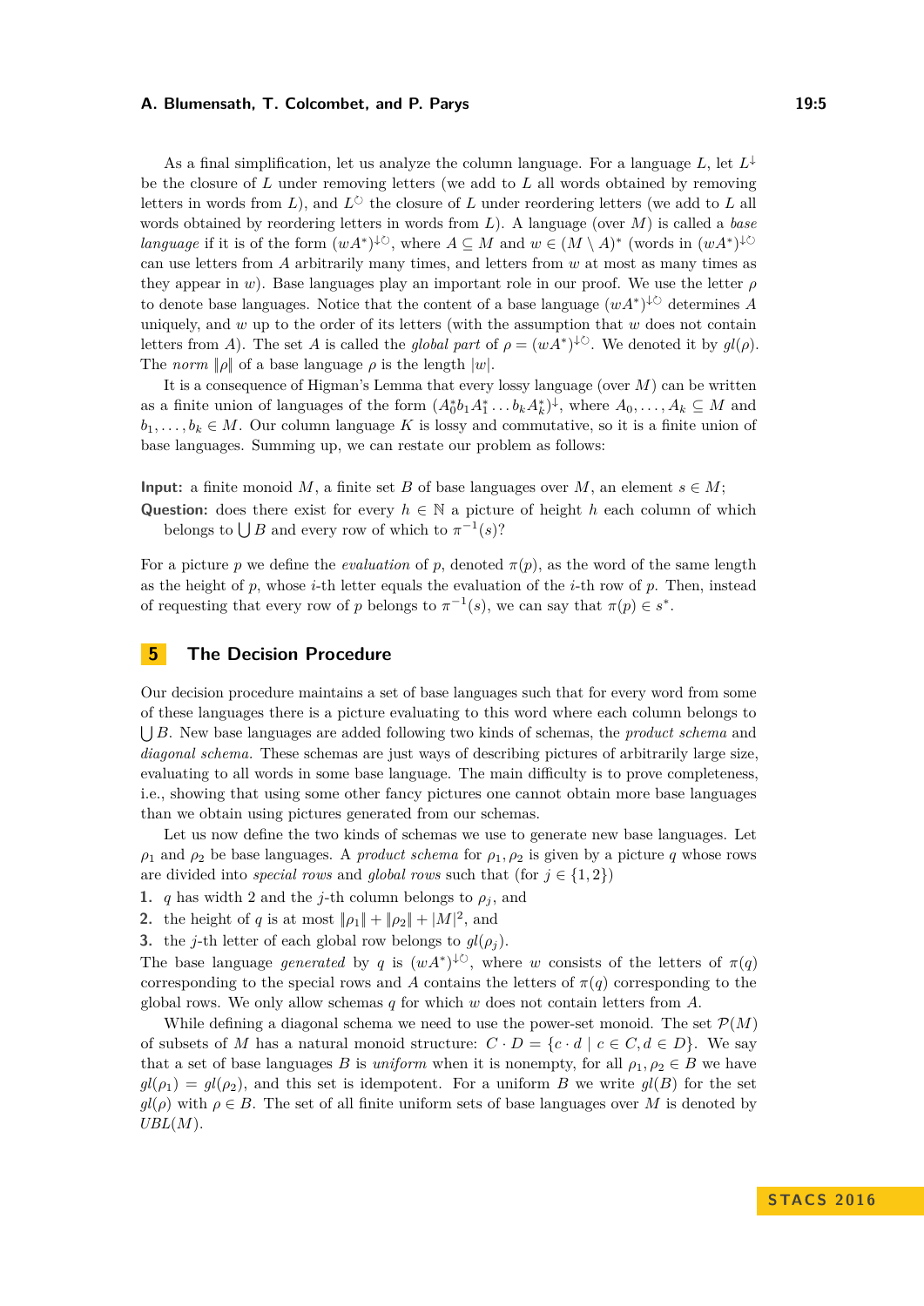As a final simplification, let us analyze the column language. For a language $L$, let $L^{\downarrow}$ be the closure of $L$ under removing letters (we add to $L$ all words obtained by removing letters in words from $L$), and $L^{\circlearrowleft}$ the closure of $L$ under reordering letters (we add to $L$ all words obtained by reordering letters in words from $L$). A language (over $M$) is called a *base language* if it is of the form $(wA^*)^{\downarrow\circlearrowleft}$, where $A \subseteq M$ and $w \in (M \setminus A)^*$ (words in $(wA^*)^{\downarrow\circlearrowleft}$ can use letters from $A$ arbitrarily many times, and letters from $w$ at most as many times as they appear in $w$). Base languages play an important role in our proof. We use the letter $\rho$ to denote base languages. Notice that the content of a base language $(wA^*)^{\downarrow\circlearrowleft}$ determines $A$ uniquely, and $w$ up to the order of its letters (with the assumption that $w$ does not contain letters from $A$). The set $A$ is called the *global part* of $\rho = (wA^*)^{\downarrow\circlearrowleft}$. We denoted it by $gl(\rho)$. The *norm* $\|\rho\|$ of a base language $\rho$ is the length $|w|$.

It is a consequence of Higman's Lemma that every lossy language (over $M$) can be written as a finite union of languages of the form $(A_0^* b_1 A_1^* \dots b_k A_k^*)^{\downarrow}$, where $A_0, \dots, A_k \subseteq M$ and $b_1, \dots, b_k \in M$. Our column language $K$ is lossy and commutative, so it is a finite union of base languages. Summing up, we can restate our problem as follows:

**Input:** a finite monoid $M$, a finite set $B$ of base languages over $M$, an element $s \in M$;
**Question:** does there exist for every $h \in \mathbb{N}$ a picture of height $h$ each column of which belongs to $\bigcup B$ and every row of which to $\pi^{-1}(s)$?

For a picture $p$ we define the *evaluation* of $p$, denoted $\pi(p)$, as the word of the same length as the height of $p$, whose $i$-th letter equals the evaluation of the $i$-th row of $p$. Then, instead of requesting that every row of $p$ belongs to $\pi^{-1}(s)$, we can say that $\pi(p) \in s^*$.

## 5 The Decision Procedure

Our decision procedure maintains a set of base languages such that for every word from some of these languages there is a picture evaluating to this word where each column belongs to $\bigcup B$. New base languages are added following two kinds of schemas, the *product schema* and *diagonal schema*. These schemas are just ways of describing pictures of arbitrarily large size, evaluating to all words in some base language. The main difficulty is to prove completeness, i.e., showing that using some other fancy pictures one cannot obtain more base languages than we obtain using pictures generated from our schemas.

Let us now define the two kinds of schemas we use to generate new base languages. Let $\rho_1$ and $\rho_2$ be base languages. A *product schema* for $\rho_1, \rho_2$ is given by a picture $q$ whose rows are divided into *special rows* and *global rows* such that (for $j \in \{1, 2\}$)

1. $q$ has width 2 and the $j$-th column belongs to $\rho_j$, and
2. the height of $q$ is at most $\|\rho_1\| + \|\rho_2\| + |M|^2$, and
3. the $j$-th letter of each global row belongs to $gl(\rho_j)$.

The base language *generated* by $q$ is $(wA^*)^{\downarrow\circlearrowleft}$, where $w$ consists of the letters of $\pi(q)$ corresponding to the special rows and $A$ contains the letters of $\pi(q)$ corresponding to the global rows. We only allow schemas $q$ for which $w$ does not contain letters from $A$.

While defining a diagonal schema we need to use the power-set monoid. The set $\mathcal{P}(M)$ of subsets of $M$ has a natural monoid structure: $C \cdot D = \{c \cdot d \mid c \in C, d \in D\}$. We say that a set of base languages $B$ is *uniform* when it is nonempty, for all $\rho_1, \rho_2 \in B$ we have $gl(\rho_1) = gl(\rho_2)$, and this set is idempotent. For a uniform $B$ we write $gl(B)$ for the set $gl(\rho)$ with $\rho \in B$. The set of all finite uniform sets of base languages over $M$ is denoted by $UBL(M)$.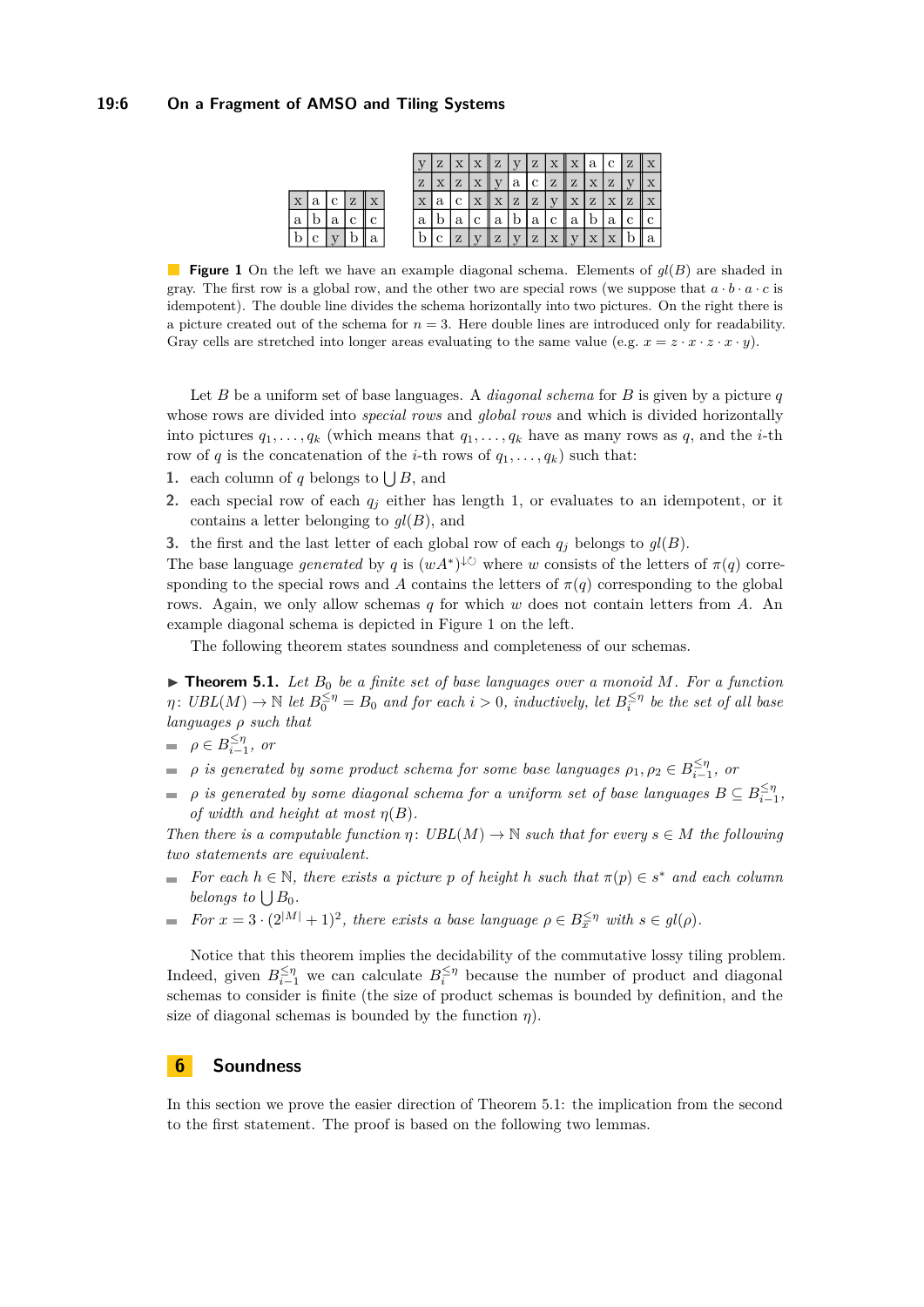| x | a | c | z | x |
|---|---|---|---|---|
| a | b | a | c | c |
| b | c | y | b | a |

| y | z | x | x | z | y | z | x | x | a | c | z | x |
|---|---|---|---|---|---|---|---|---|---|---|---|---|
| z | x | z | x | y | a | c | z | z | x | z | y | x |
| x | a | c | x | x | z | z | y | x | z | x | z | x |
| a | b | a | c | a | b | a | c | a | b | a | c | c |
| b | c | z | y | z | y | z | x | y | x | x | b | a |

**Figure 1** On the left we have an example diagonal schema. Elements of $gl(B)$ are shaded in gray. The first row is a global row, and the other two are special rows (we suppose that $a \cdot b \cdot a \cdot c$ is idempotent). The double line divides the schema horizontally into two pictures. On the right there is a picture created out of the schema for $n = 3$. Here double lines are introduced only for readability. Gray cells are stretched into longer areas evaluating to the same value (e.g. $x = z \cdot x \cdot z \cdot x \cdot y$).

Let $B$ be a uniform set of base languages. A *diagonal schema* for $B$ is given by a picture $q$ whose rows are divided into *special rows* and *global rows* and which is divided horizontally into pictures $q_1, \ldots, q_k$ (which means that $q_1, \ldots, q_k$ have as many rows as $q$, and the $i$-th row of $q$ is the concatenation of the $i$-th rows of $q_1, \ldots, q_k$) such that:

1. each column of $q$ belongs to $\bigcup B$, and
2. each special row of each $q_j$ either has length 1, or evaluates to an idempotent, or it contains a letter belonging to $gl(B)$, and
3. the first and the last letter of each global row of each $q_j$ belongs to $gl(B)$.

The base language *generated* by $q$ is $(wA^*)^{\downarrow\circlearrowleft}$ where $w$ consists of the letters of $\pi(q)$ corresponding to the special rows and $A$ contains the letters of $\pi(q)$ corresponding to the global rows. Again, we only allow schemas $q$ for which $w$ does not contain letters from $A$. An example diagonal schema is depicted in Figure 1 on the left.

The following theorem states soundness and completeness of our schemas.

▶ **Theorem 5.1.** *Let $B_0$ be a finite set of base languages over a monoid $M$. For a function $\eta\colon UBL(M) \to \mathbb{N}$ let $B_0^{\leq\eta} = B_0$ and for each $i > 0$, inductively, let $B_i^{\leq\eta}$ be the set of all base languages $\rho$ such that*

- *$\rho \in B_{i-1}^{\leq\eta}$, or*
- *$\rho$ is generated by some product schema for some base languages $\rho_1, \rho_2 \in B_{i-1}^{\leq\eta}$, or*
- *$\rho$ is generated by some diagonal schema for a uniform set of base languages $B \subseteq B_{i-1}^{\leq\eta}$, of width and height at most $\eta(B)$.*

*Then there is a computable function $\eta\colon UBL(M) \to \mathbb{N}$ such that for every $s \in M$ the following two statements are equivalent.*

- *For each $h \in \mathbb{N}$, there exists a picture $p$ of height $h$ such that $\pi(p) \in s^*$ and each column belongs to $\bigcup B_0$.*
- *For $x = 3 \cdot (2^{|M|} + 1)^2$, there exists a base language $\rho \in B_x^{\leq\eta}$ with $s \in gl(\rho)$.*

Notice that this theorem implies the decidability of the commutative lossy tiling problem. Indeed, given $B_{i-1}^{\leq\eta}$ we can calculate $B_i^{\leq\eta}$ because the number of product and diagonal schemas to consider is finite (the size of product schemas is bounded by definition, and the size of diagonal schemas is bounded by the function $\eta$).

## 6 Soundness

In this section we prove the easier direction of Theorem 5.1: the implication from the second to the first statement. The proof is based on the following two lemmas.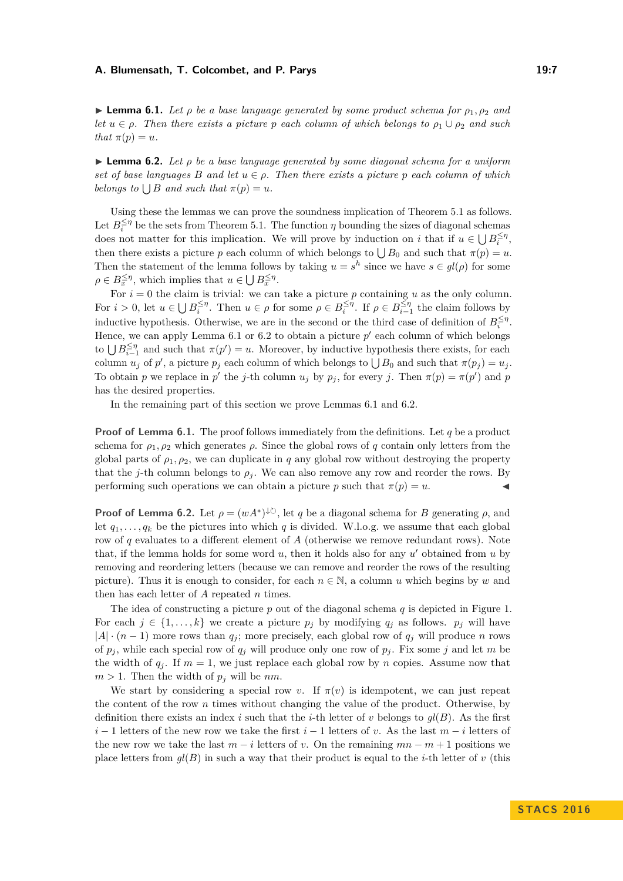▶ **Lemma 6.1.** *Let $\rho$ be a base language generated by some product schema for $\rho_1, \rho_2$ and let $u \in \rho$. Then there exists a picture $p$ each column of which belongs to $\rho_1 \cup \rho_2$ and such that $\pi(p) = u$.*

▶ **Lemma 6.2.** *Let $\rho$ be a base language generated by some diagonal schema for a uniform set of base languages $B$ and let $u \in \rho$. Then there exists a picture $p$ each column of which belongs to $\bigcup B$ and such that $\pi(p) = u$.*

Using these the lemmas we can prove the soundness implication of Theorem 5.1 as follows. Let $B_i^{\leq \eta}$ be the sets from Theorem 5.1. The function $\eta$ bounding the sizes of diagonal schemas does not matter for this implication. We will prove by induction on $i$ that if $u \in \bigcup B_i^{\leq \eta}$, then there exists a picture $p$ each column of which belongs to $\bigcup B_0$ and such that $\pi(p) = u$. Then the statement of the lemma follows by taking $u = s^h$ since we have $s \in gl(\rho)$ for some $\rho \in B_x^{\leq \eta}$, which implies that $u \in \bigcup B_x^{\leq \eta}$.

For $i = 0$ the claim is trivial: we can take a picture $p$ containing $u$ as the only column. For $i > 0$, let $u \in \bigcup B_i^{\leq \eta}$. Then $u \in \rho$ for some $\rho \in B_i^{\leq \eta}$. If $\rho \in B_{i-1}^{\leq \eta}$ the claim follows by inductive hypothesis. Otherwise, we are in the second or the third case of definition of $B_i^{\leq \eta}$. Hence, we can apply Lemma 6.1 or 6.2 to obtain a picture $p'$ each column of which belongs to $\bigcup B_{i-1}^{\leq \eta}$ and such that $\pi(p') = u$. Moreover, by inductive hypothesis there exists, for each column $u_j$ of $p'$, a picture $p_j$ each column of which belongs to $\bigcup B_0$ and such that $\pi(p_j) = u_j$. To obtain $p$ we replace in $p'$ the $j$-th column $u_j$ by $p_j$, for every $j$. Then $\pi(p) = \pi(p')$ and $p$ has the desired properties.

In the remaining part of this section we prove Lemmas 6.1 and 6.2.

**Proof of Lemma 6.1.** The proof follows immediately from the definitions. Let $q$ be a product schema for $\rho_1, \rho_2$ which generates $\rho$. Since the global rows of $q$ contain only letters from the global parts of $\rho_1, \rho_2$, we can duplicate in $q$ any global row without destroying the property that the $j$-th column belongs to $\rho_j$. We can also remove any row and reorder the rows. By performing such operations we can obtain a picture $p$ such that $\pi(p) = u$. ◀

**Proof of Lemma 6.2.** Let $\rho = (wA^*)^{\downarrow\circlearrowleft}$, let $q$ be a diagonal schema for $B$ generating $\rho$, and let $q_1, \dots, q_k$ be the pictures into which $q$ is divided. W.l.o.g. we assume that each global row of $q$ evaluates to a different element of $A$ (otherwise we remove redundant rows). Note that, if the lemma holds for some word $u$, then it holds also for any $u'$ obtained from $u$ by removing and reordering letters (because we can remove and reorder the rows of the resulting picture). Thus it is enough to consider, for each $n \in \mathbb{N}$, a column $u$ which begins by $w$ and then has each letter of $A$ repeated $n$ times.

The idea of constructing a picture $p$ out of the diagonal schema $q$ is depicted in Figure 1. For each $j \in \{1, \dots, k\}$ we create a picture $p_j$ by modifying $q_j$ as follows. $p_j$ will have $|A| \cdot (n-1)$ more rows than $q_j$; more precisely, each global row of $q_j$ will produce $n$ rows of $p_j$, while each special row of $q_j$ will produce only one row of $p_j$. Fix some $j$ and let $m$ be the width of $q_j$. If $m = 1$, we just replace each global row by $n$ copies. Assume now that $m > 1$. Then the width of $p_j$ will be $nm$.

We start by considering a special row $v$. If $\pi(v)$ is idempotent, we can just repeat the content of the row $n$ times without changing the value of the product. Otherwise, by definition there exists an index $i$ such that the $i$-th letter of $v$ belongs to $gl(B)$. As the first $i-1$ letters of the new row we take the first $i-1$ letters of $v$. As the last $m-i$ letters of the new row we take the last $m-i$ letters of $v$. On the remaining $mn-m+1$ positions we place letters from $gl(B)$ in such a way that their product is equal to the $i$-th letter of $v$ (this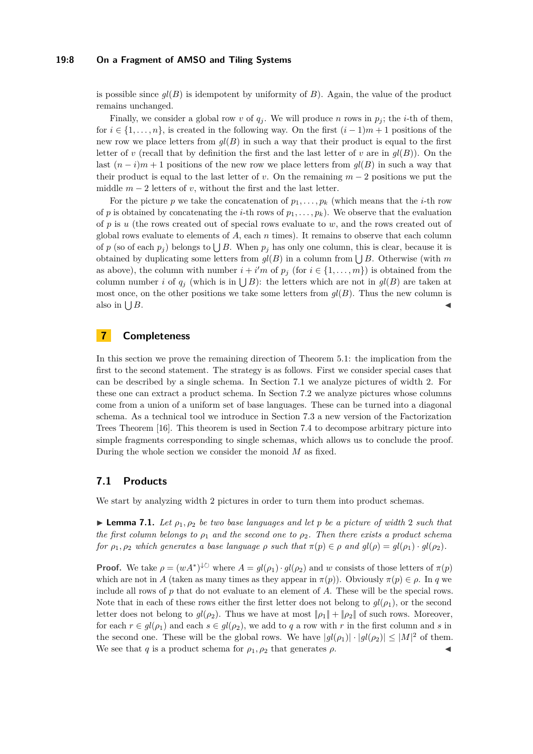is possible since $gl(B)$ is idempotent by uniformity of $B$). Again, the value of the product remains unchanged.

Finally, we consider a global row $v$ of $q_j$. We will produce $n$ rows in $p_j$; the $i$-th of them, for $i \in \{1,\dots,n\}$, is created in the following way. On the first $(i-1)m+1$ positions of the new row we place letters from $gl(B)$ in such a way that their product is equal to the first letter of $v$ (recall that by definition the first and the last letter of $v$ are in $gl(B)$). On the last $(n-i)m+1$ positions of the new row we place letters from $gl(B)$ in such a way that their product is equal to the last letter of $v$. On the remaining $m-2$ positions we put the middle $m-2$ letters of $v$, without the first and the last letter.

For the picture $p$ we take the concatenation of $p_1,\dots,p_k$ (which means that the $i$-th row of $p$ is obtained by concatenating the $i$-th rows of $p_1,\dots,p_k$). We observe that the evaluation of $p$ is $u$ (the rows created out of special rows evaluate to $w$, and the rows created out of global rows evaluate to elements of $A$, each $n$ times). It remains to observe that each column of $p$ (so of each $p_j$) belongs to $\bigcup B$. When $p_j$ has only one column, this is clear, because it is obtained by duplicating some letters from $gl(B)$ in a column from $\bigcup B$. Otherwise (with $m$ as above), the column with number $i+i'm$ of $p_j$ (for $i \in \{1,\dots,m\}$) is obtained from the column number $i$ of $q_j$ (which is in $\bigcup B$): the letters which are not in $gl(B)$ are taken at most once, on the other positions we take some letters from $gl(B)$. Thus the new column is also in $\bigcup B$. ◀

## 7 Completeness

In this section we prove the remaining direction of Theorem 5.1: the implication from the first to the second statement. The strategy is as follows. First we consider special cases that can be described by a single schema. In Section 7.1 we analyze pictures of width 2. For these one can extract a product schema. In Section 7.2 we analyze pictures whose columns come from a union of a uniform set of base languages. These can be turned into a diagonal schema. As a technical tool we introduce in Section 7.3 a new version of the Factorization Trees Theorem [16]. This theorem is used in Section 7.4 to decompose arbitrary picture into simple fragments corresponding to single schemas, which allows us to conclude the proof. During the whole section we consider the monoid $M$ as fixed.

### 7.1 Products

We start by analyzing width 2 pictures in order to turn them into product schemas.

▶ **Lemma 7.1.** *Let $\rho_1, \rho_2$ be two base languages and let $p$ be a picture of width 2 such that the first column belongs to $\rho_1$ and the second one to $\rho_2$. Then there exists a product schema for $\rho_1, \rho_2$ which generates a base language $\rho$ such that $\pi(p) \in \rho$ and $gl(\rho) = gl(\rho_1) \cdot gl(\rho_2)$.*

**Proof.** We take $\rho = (wA^*)^{\downarrow\circlearrowleft}$ where $A = gl(\rho_1) \cdot gl(\rho_2)$ and $w$ consists of those letters of $\pi(p)$ which are not in $A$ (taken as many times as they appear in $\pi(p)$). Obviously $\pi(p) \in \rho$. In $q$ we include all rows of $p$ that do not evaluate to an element of $A$. These will be the special rows. Note that in each of these rows either the first letter does not belong to $gl(\rho_1)$, or the second letter does not belong to $gl(\rho_2)$. Thus we have at most $\|\rho_1\| + \|\rho_2\|$ of such rows. Moreover, for each $r \in gl(\rho_1)$ and each $s \in gl(\rho_2)$, we add to $q$ a row with $r$ in the first column and $s$ in the second one. These will be the global rows. We have $|gl(\rho_1)| \cdot |gl(\rho_2)| \le |M|^2$ of them. We see that $q$ is a product schema for $\rho_1, \rho_2$ that generates $\rho$. ◀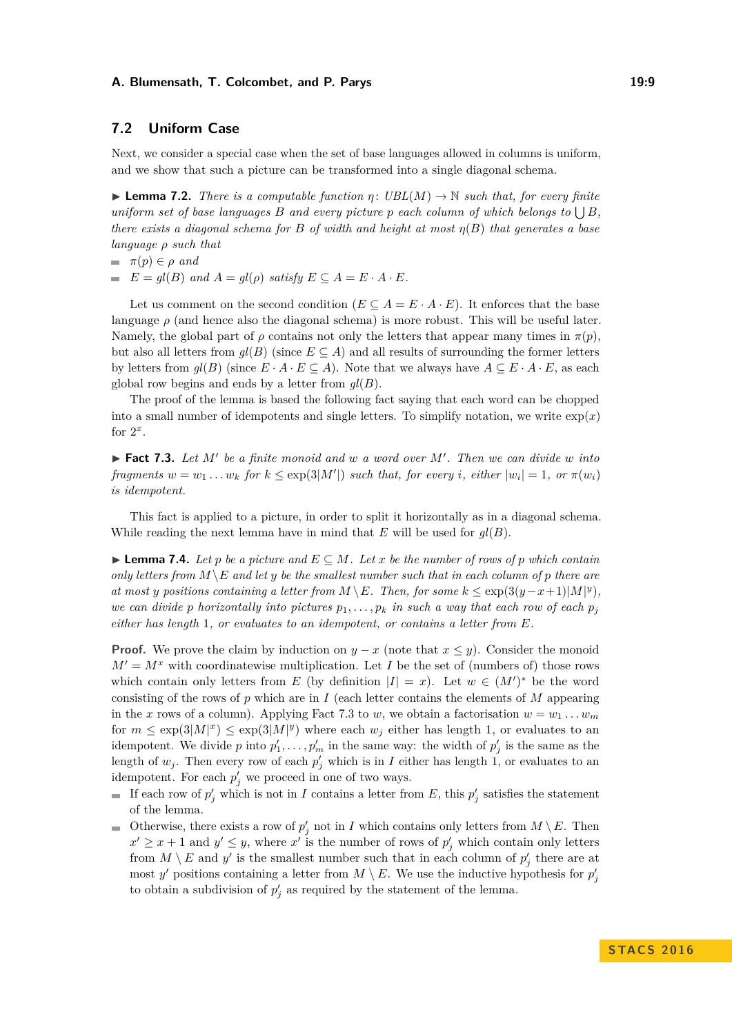## 7.2 Uniform Case

Next, we consider a special case when the set of base languages allowed in columns is uniform, and we show that such a picture can be transformed into a single diagonal schema.

▶ **Lemma 7.2.** *There is a computable function $\eta\colon UBL(M) \to \mathbb{N}$ such that, for every finite uniform set of base languages $B$ and every picture $p$ each column of which belongs to $\bigcup B$, there exists a diagonal schema for $B$ of width and height at most $\eta(B)$ that generates a base language $\rho$ such that*

- *$\pi(p) \in \rho$ and*
- *$E = gl(B)$ and $A = gl(\rho)$ satisfy $E \subseteq A = E \cdot A \cdot E$.*

Let us comment on the second condition ($E \subseteq A = E \cdot A \cdot E$). It enforces that the base language $\rho$ (and hence also the diagonal schema) is more robust. This will be useful later. Namely, the global part of $\rho$ contains not only the letters that appear many times in $\pi(p)$, but also all letters from $gl(B)$ (since $E \subseteq A$) and all results of surrounding the former letters by letters from $gl(B)$ (since $E \cdot A \cdot E \subseteq A$). Note that we always have $A \subseteq E \cdot A \cdot E$, as each global row begins and ends by a letter from $gl(B)$.

The proof of the lemma is based the following fact saying that each word can be chopped into a small number of idempotents and single letters. To simplify notation, we write $\exp(x)$ for $2^x$.

▶ **Fact 7.3.** *Let $M'$ be a finite monoid and $w$ a word over $M'$. Then we can divide $w$ into fragments $w = w_1 \dots w_k$ for $k \leq \exp(3|M'|)$ such that, for every $i$, either $|w_i| = 1$, or $\pi(w_i)$ is idempotent.*

This fact is applied to a picture, in order to split it horizontally as in a diagonal schema. While reading the next lemma have in mind that $E$ will be used for $gl(B)$.

▶ **Lemma 7.4.** *Let $p$ be a picture and $E \subseteq M$. Let $x$ be the number of rows of $p$ which contain only letters from $M \setminus E$ and let $y$ be the smallest number such that in each column of $p$ there are at most $y$ positions containing a letter from $M \setminus E$. Then, for some $k \leq \exp(3(y-x+1)|M|^y)$, we can divide $p$ horizontally into pictures $p_1, \dots, p_k$ in such a way that each row of each $p_j$ either has length 1, or evaluates to an idempotent, or contains a letter from $E$.*

**Proof.** We prove the claim by induction on $y - x$ (note that $x \leq y$). Consider the monoid $M' = M^x$ with coordinatewise multiplication. Let $I$ be the set of (numbers of) those rows which contain only letters from $E$ (by definition $|I| = x$). Let $w \in (M')^*$ be the word consisting of the rows of $p$ which are in $I$ (each letter contains the elements of $M$ appearing in the $x$ rows of a column). Applying Fact 7.3 to $w$, we obtain a factorisation $w = w_1 \dots w_m$ for $m \leq \exp(3|M|^x) \leq \exp(3|M|^y)$ where each $w_j$ either has length 1, or evaluates to an idempotent. We divide $p$ into $p'_1, \dots, p'_m$ in the same way: the width of $p'_j$ is the same as the length of $w_j$. Then every row of each $p'_j$ which is in $I$ either has length 1, or evaluates to an idempotent. For each $p'_j$ we proceed in one of two ways.

- If each row of $p'_j$ which is not in $I$ contains a letter from $E$, this $p'_j$ satisfies the statement of the lemma.
- Otherwise, there exists a row of $p'_j$ not in $I$ which contains only letters from $M \setminus E$. Then $x' \geq x + 1$ and $y' \leq y$, where $x'$ is the number of rows of $p'_j$ which contain only letters from $M \setminus E$ and $y'$ is the smallest number such that in each column of $p'_j$ there are at most $y'$ positions containing a letter from $M \setminus E$. We use the inductive hypothesis for $p'_j$ to obtain a subdivision of $p'_j$ as required by the statement of the lemma.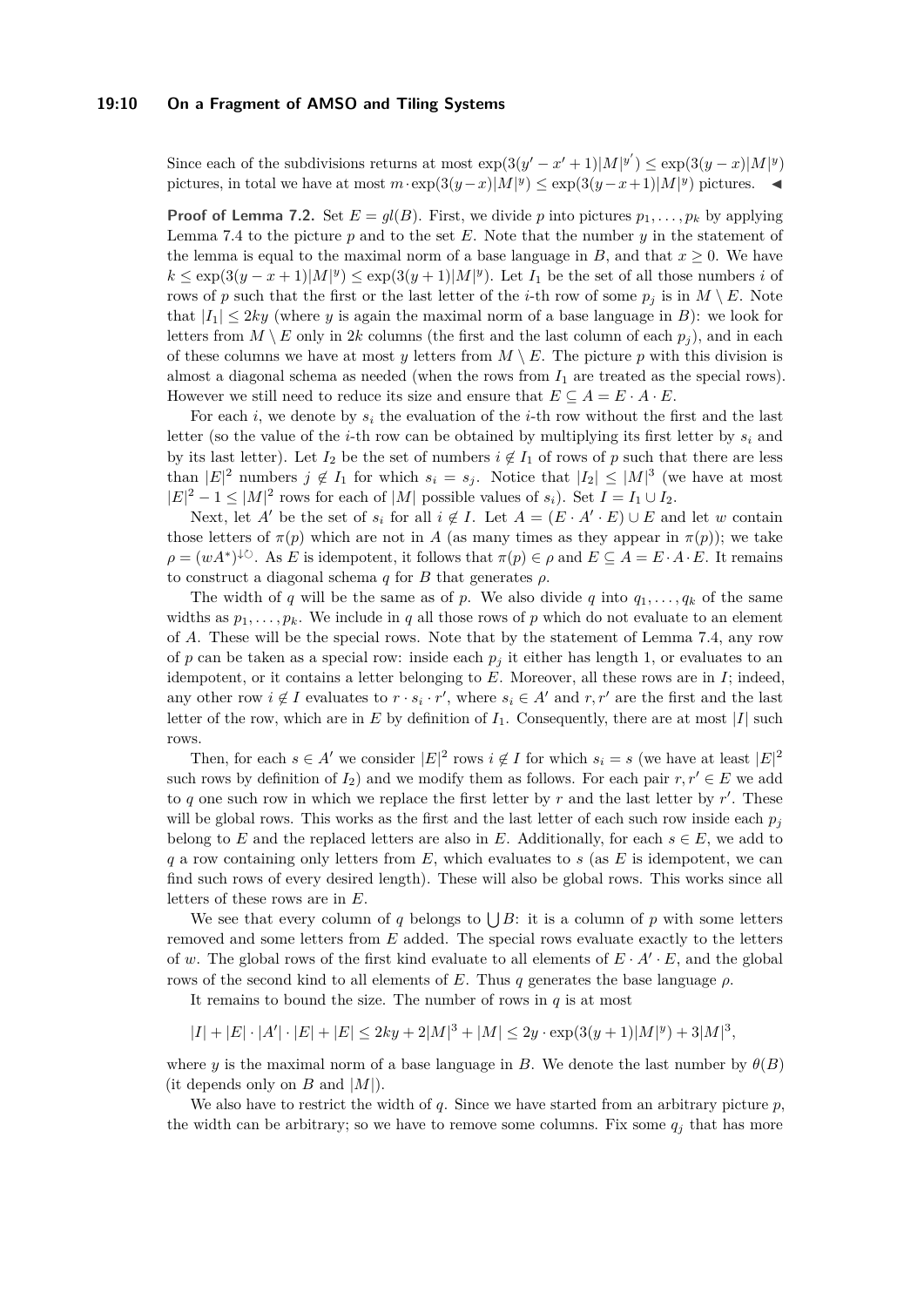Since each of the subdivisions returns at most $\exp(3(y'-x'+1)|M|^{y'}) \leq \exp(3(y-x)|M|^y)$ pictures, in total we have at most $m \cdot \exp(3(y-x)|M|^y) \leq \exp(3(y-x+1)|M|^y)$ pictures. ◀

**Proof of Lemma 7.2.** Set $E = gl(B)$. First, we divide $p$ into pictures $p_1, \dots, p_k$ by applying Lemma 7.4 to the picture $p$ and to the set $E$. Note that the number $y$ in the statement of the lemma is equal to the maximal norm of a base language in $B$, and that $x \geq 0$. We have $k \leq \exp(3(y-x+1)|M|^y) \leq \exp(3(y+1)|M|^y)$. Let $I_1$ be the set of all those numbers $i$ of rows of $p$ such that the first or the last letter of the $i$-th row of some $p_j$ is in $M \setminus E$. Note that $|I_1| \leq 2ky$ (where $y$ is again the maximal norm of a base language in $B$): we look for letters from $M \setminus E$ only in $2k$ columns (the first and the last column of each $p_j$), and in each of these columns we have at most $y$ letters from $M \setminus E$. The picture $p$ with this division is almost a diagonal schema as needed (when the rows from $I_1$ are treated as the special rows). However we still need to reduce its size and ensure that $E \subseteq A = E \cdot A \cdot E$.

For each $i$, we denote by $s_i$ the evaluation of the $i$-th row without the first and the last letter (so the value of the $i$-th row can be obtained by multiplying its first letter by $s_i$ and by its last letter). Let $I_2$ be the set of numbers $i \notin I_1$ of rows of $p$ such that there are less than $|E|^2$ numbers $j \notin I_1$ for which $s_i = s_j$. Notice that $|I_2| \leq |M|^3$ (we have at most $|E|^2 - 1 \leq |M|^2$ rows for each of $|M|$ possible values of $s_i$). Set $I = I_1 \cup I_2$.

Next, let $A'$ be the set of $s_i$ for all $i \notin I$. Let $A = (E \cdot A' \cdot E) \cup E$ and let $w$ contain those letters of $\pi(p)$ which are not in $A$ (as many times as they appear in $\pi(p)$); we take $\rho = (wA^*)^{\downarrow\circlearrowleft}$. As $E$ is idempotent, it follows that $\pi(p) \in \rho$ and $E \subseteq A = E \cdot A \cdot E$. It remains to construct a diagonal schema $q$ for $B$ that generates $\rho$.

The width of $q$ will be the same as of $p$. We also divide $q$ into $q_1, \dots, q_k$ of the same widths as $p_1, \dots, p_k$. We include in $q$ all those rows of $p$ which do not evaluate to an element of $A$. These will be the special rows. Note that by the statement of Lemma 7.4, any row of $p$ can be taken as a special row: inside each $p_j$ it either has length 1, or evaluates to an idempotent, or it contains a letter belonging to $E$. Moreover, all these rows are in $I$; indeed, any other row $i \notin I$ evaluates to $r \cdot s_i \cdot r'$, where $s_i \in A'$ and $r, r'$ are the first and the last letter of the row, which are in $E$ by definition of $I_1$. Consequently, there are at most $|I|$ such rows.

Then, for each $s \in A'$ we consider $|E|^2$ rows $i \notin I$ for which $s_i = s$ (we have at least $|E|^2$ such rows by definition of $I_2$) and we modify them as follows. For each pair $r, r' \in E$ we add to $q$ one such row in which we replace the first letter by $r$ and the last letter by $r'$. These will be global rows. This works as the first and the last letter of each such row inside each $p_j$ belong to $E$ and the replaced letters are also in $E$. Additionally, for each $s \in E$, we add to $q$ a row containing only letters from $E$, which evaluates to $s$ (as $E$ is idempotent, we can find such rows of every desired length). These will also be global rows. This works since all letters of these rows are in $E$.

We see that every column of $q$ belongs to $\bigcup B$: it is a column of $p$ with some letters removed and some letters from $E$ added. The special rows evaluate exactly to the letters of $w$. The global rows of the first kind evaluate to all elements of $E \cdot A' \cdot E$, and the global rows of the second kind to all elements of $E$. Thus $q$ generates the base language $\rho$.

It remains to bound the size. The number of rows in $q$ is at most

$$|I| + |E| \cdot |A'| \cdot |E| + |E| \leq 2ky + 2|M|^3 + |M| \leq 2y \cdot \exp(3(y+1)|M|^y) + 3|M|^3,$$

where $y$ is the maximal norm of a base language in $B$. We denote the last number by $\theta(B)$ (it depends only on $B$ and $|M|$).

We also have to restrict the width of $q$. Since we have started from an arbitrary picture $p$, the width can be arbitrary; so we have to remove some columns. Fix some $q_j$ that has more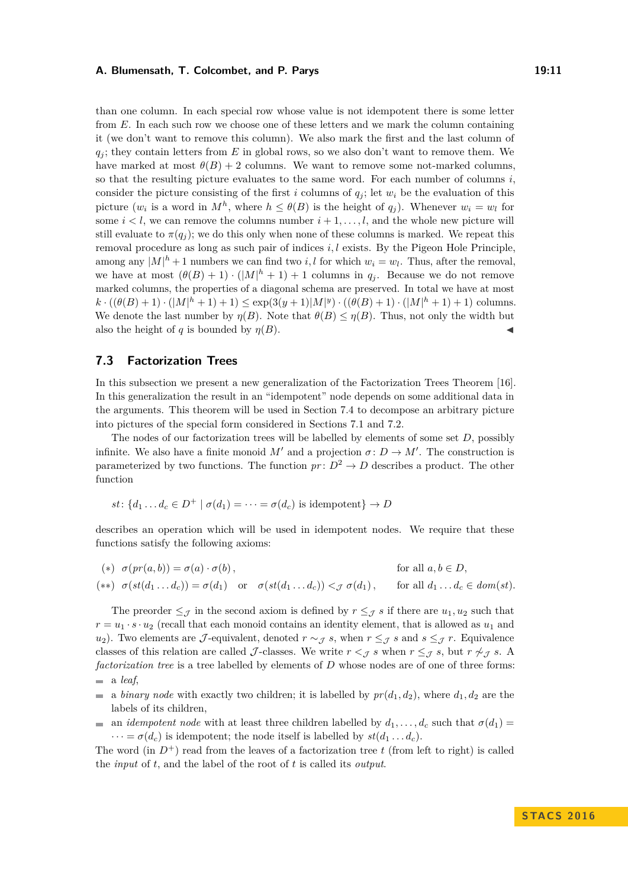than one column. In each special row whose value is not idempotent there is some letter from $E$. In each such row we choose one of these letters and we mark the column containing it (we don't want to remove this column). We also mark the first and the last column of $q_j$; they contain letters from $E$ in global rows, so we also don't want to remove them. We have marked at most $\theta(B)+2$ columns. We want to remove some not-marked columns, so that the resulting picture evaluates to the same word. For each number of columns $i$, consider the picture consisting of the first $i$ columns of $q_j$; let $w_i$ be the evaluation of this picture ($w_i$ is a word in $M^h$, where $h \le \theta(B)$ is the height of $q_j$). Whenever $w_i = w_l$ for some $i < l$, we can remove the columns number $i+1, \dots, l$, and the whole new picture will still evaluate to $\pi(q_j)$; we do this only when none of these columns is marked. We repeat this removal procedure as long as such pair of indices $i, l$ exists. By the Pigeon Hole Principle, among any $|M|^h + 1$ numbers we can find two $i, l$ for which $w_i = w_l$. Thus, after the removal, we have at most $(\theta(B)+1) \cdot (|M|^h + 1) + 1$ columns in $q_j$. Because we do not remove marked columns, the properties of a diagonal schema are preserved. In total we have at most $k \cdot ((\theta(B)+1) \cdot (|M|^h + 1) + 1) \le \exp(3(y+1)|M|^y) \cdot ((\theta(B)+1) \cdot (|M|^h + 1) + 1)$ columns. We denote the last number by $\eta(B)$. Note that $\theta(B) \le \eta(B)$. Thus, not only the width but also the height of $q$ is bounded by $\eta(B)$. ◀

### 7.3 Factorization Trees

In this subsection we present a new generalization of the Factorization Trees Theorem [16]. In this generalization the result in an "idempotent" node depends on some additional data in the arguments. This theorem will be used in Section 7.4 to decompose an arbitrary picture into pictures of the special form considered in Sections 7.1 and 7.2.

The nodes of our factorization trees will be labelled by elements of some set $D$, possibly infinite. We also have a finite monoid $M'$ and a projection $\sigma \colon D \to M'$. The construction is parameterized by two functions. The function $pr \colon D^2 \to D$ describes a product. The other function

$$st \colon \{d_1 \dots d_c \in D^+ \mid \sigma(d_1) = \dots = \sigma(d_c) \text{ is idempotent}\} \to D$$

describes an operation which will be used in idempotent nodes. We require that these functions satisfy the following axioms:

$$(*) \quad \sigma(pr(a,b)) = \sigma(a) \cdot \sigma(b)\,, \qquad \text{for all } a, b \in D,$$

$$(**) \quad \sigma(st(d_1 \dots d_c)) = \sigma(d_1) \quad \text{or} \quad \sigma(st(d_1 \dots d_c)) <_{\mathcal{J}} \sigma(d_1)\,, \qquad \text{for all } d_1 \dots d_c \in dom(st).$$

The preorder $\le_{\mathcal{J}}$ in the second axiom is defined by $r \le_{\mathcal{J}} s$ if there are $u_1, u_2$ such that $r = u_1 \cdot s \cdot u_2$ (recall that each monoid contains an identity element, that is allowed as $u_1$ and $u_2$). Two elements are $\mathcal{J}$-equivalent, denoted $r \sim_{\mathcal{J}} s$, when $r \le_{\mathcal{J}} s$ and $s \le_{\mathcal{J}} r$. Equivalence classes of this relation are called $\mathcal{J}$-classes. We write $r <_{\mathcal{J}} s$ when $r \le_{\mathcal{J}} s$, but $r \not\sim_{\mathcal{J}} s$. A *factorization tree* is a tree labelled by elements of $D$ whose nodes are of one of three forms:

- a *leaf*,
- a *binary node* with exactly two children; it is labelled by $pr(d_1, d_2)$, where $d_1, d_2$ are the labels of its children,
- an *idempotent node* with at least three children labelled by $d_1, \dots, d_c$ such that $\sigma(d_1) = \dots = \sigma(d_c)$ is idempotent; the node itself is labelled by $st(d_1 \dots d_c)$.

The word (in $D^+$) read from the leaves of a factorization tree $t$ (from left to right) is called the *input* of $t$, and the label of the root of $t$ is called its *output*.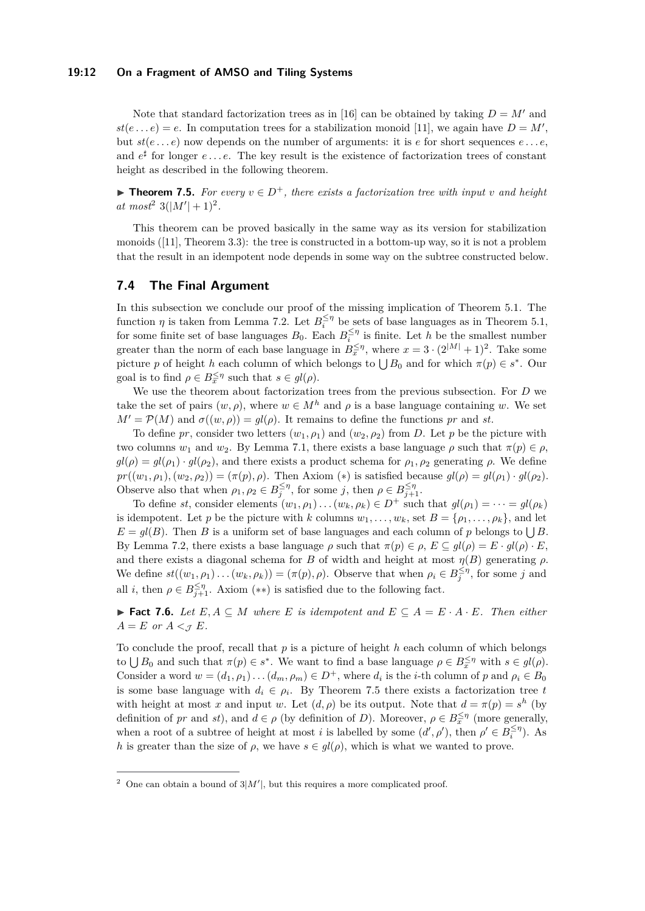Note that standard factorization trees as in [16] can be obtained by taking $D = M'$ and $st(e \dots e) = e$. In computation trees for a stabilization monoid [11], we again have $D = M'$, but $st(e \dots e)$ now depends on the number of arguments: it is $e$ for short sequences $e \dots e$, and $e^\sharp$ for longer $e \dots e$. The key result is the existence of factorization trees of constant height as described in the following theorem.

▶ **Theorem 7.5.** *For every $v \in D^+$, there exists a factorization tree with input $v$ and height at most*[2] $3(|M'| + 1)^2$.

This theorem can be proved basically in the same way as its version for stabilization monoids ([11], Theorem 3.3): the tree is constructed in a bottom-up way, so it is not a problem that the result in an idempotent node depends in some way on the subtree constructed below.

## 7.4 The Final Argument

In this subsection we conclude our proof of the missing implication of Theorem 5.1. The function $\eta$ is taken from Lemma 7.2. Let $B_i^{\leq \eta}$ be sets of base languages as in Theorem 5.1, for some finite set of base languages $B_0$. Each $B_i^{\leq \eta}$ is finite. Let $h$ be the smallest number greater than the norm of each base language in $B_x^{\leq \eta}$, where $x = 3 \cdot (2^{|M|} + 1)^2$. Take some picture $p$ of height $h$ each column of which belongs to $\bigcup B_0$ and for which $\pi(p) \in s^*$. Our goal is to find $\rho \in B_x^{\leq \eta}$ such that $s \in gl(\rho)$.

We use the theorem about factorization trees from the previous subsection. For $D$ we take the set of pairs $(w, \rho)$, where $w \in M^h$ and $\rho$ is a base language containing $w$. We set $M' = \mathcal{P}(M)$ and $\sigma((w, \rho)) = gl(\rho)$. It remains to define the functions $pr$ and $st$.

To define $pr$, consider two letters $(w_1, \rho_1)$ and $(w_2, \rho_2)$ from $D$. Let $p$ be the picture with two columns $w_1$ and $w_2$. By Lemma 7.1, there exists a base language $\rho$ such that $\pi(p) \in \rho$, $gl(\rho) = gl(\rho_1) \cdot gl(\rho_2)$, and there exists a product schema for $\rho_1, \rho_2$ generating $\rho$. We define $pr((w_1, \rho_1), (w_2, \rho_2)) = (\pi(p), \rho)$. Then Axiom $(*)$ is satisfied because $gl(\rho) = gl(\rho_1) \cdot gl(\rho_2)$. Observe also that when $\rho_1, \rho_2 \in B_j^{\leq \eta}$, for some $j$, then $\rho \in B_{j+1}^{\leq \eta}$.

To define $st$, consider elements $(w_1, \rho_1) \dots (w_k, \rho_k) \in D^+$ such that $gl(\rho_1) = \dots = gl(\rho_k)$ is idempotent. Let $p$ be the picture with $k$ columns $w_1, \dots, w_k$, set $B = \{\rho_1, \dots, \rho_k\}$, and let $E = gl(B)$. Then $B$ is a uniform set of base languages and each column of $p$ belongs to $\bigcup B$. By Lemma 7.2, there exists a base language $\rho$ such that $\pi(p) \in \rho$, $E \subseteq gl(\rho) = E \cdot gl(\rho) \cdot E$, and there exists a diagonal schema for $B$ of width and height at most $\eta(B)$ generating $\rho$. We define $st((w_1, \rho_1) \dots (w_k, \rho_k)) = (\pi(p), \rho)$. Observe that when $\rho_i \in B_j^{\leq \eta}$, for some $j$ and all $i$, then $\rho \in B_{j+1}^{\leq \eta}$. Axiom $(**)$ is satisfied due to the following fact.

▶ **Fact 7.6.** *Let $E, A \subseteq M$ where $E$ is idempotent and $E \subseteq A = E \cdot A \cdot E$. Then either $A = E$ or $A <_{\mathcal{J}} E$.*

To conclude the proof, recall that $p$ is a picture of height $h$ each column of which belongs to $\bigcup B_0$ and such that $\pi(p) \in s^*$. We want to find a base language $\rho \in B_x^{\leq \eta}$ with $s \in gl(\rho)$. Consider a word $w = (d_1, \rho_1) \dots (d_m, \rho_m) \in D^+$, where $d_i$ is the $i$-th column of $p$ and $\rho_i \in B_0$ is some base language with $d_i \in \rho_i$. By Theorem 7.5 there exists a factorization tree $t$ with height at most $x$ and input $w$. Let $(d, \rho)$ be its output. Note that $d = \pi(p) = s^h$ (by definition of $pr$ and $st$), and $d \in \rho$ (by definition of $D$). Moreover, $\rho \in B_x^{\leq \eta}$ (more generally, when a root of a subtree of height at most $i$ is labelled by some $(d', \rho')$, then $\rho' \in B_i^{\leq \eta}$). As $h$ is greater than the size of $\rho$, we have $s \in gl(\rho)$, which is what we wanted to prove.

---

[2] One can obtain a bound of $3|M'|$, but this requires a more complicated proof.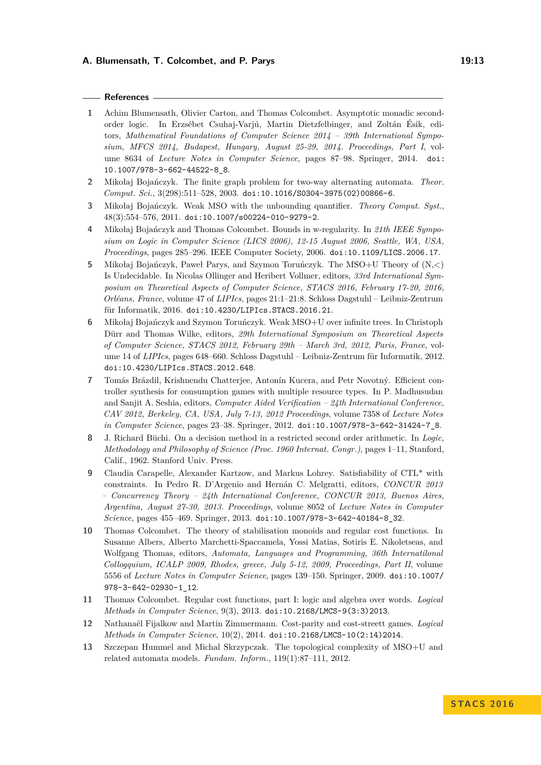## References

1. Achim Blumensath, Olivier Carton, and Thomas Colcombet. Asymptotic monadic second-order logic. In Erzsébet Csuhaj-Varjú, Martin Dietzfelbinger, and Zoltán Ésik, editors, *Mathematical Foundations of Computer Science 2014 – 39th International Symposium, MFCS 2014, Budapest, Hungary, August 25-29, 2014. Proceedings, Part I*, volume 8634 of *Lecture Notes in Computer Science*, pages 87–98. Springer, 2014. doi:10.1007/978-3-662-44522-8_8.
2. Mikołaj Bojańczyk. The finite graph problem for two-way alternating automata. *Theor. Comput. Sci.*, 3(298):511–528, 2003. doi:10.1016/S0304-3975(02)00866-6.
3. Mikołaj Bojańczyk. Weak MSO with the unbounding quantifier. *Theory Comput. Syst.*, 48(3):554–576, 2011. doi:10.1007/s00224-010-9279-2.
4. Mikołaj Bojańczyk and Thomas Colcombet. Bounds in w-regularity. In *21th IEEE Symposium on Logic in Computer Science (LICS 2006), 12-15 August 2006, Seattle, WA, USA, Proceedings*, pages 285–296. IEEE Computer Society, 2006. doi:10.1109/LICS.2006.17.
5. Mikołaj Bojańczyk, Paweł Parys, and Szymon Toruńczyk. The MSO+U Theory of (N,<) Is Undecidable. In Nicolas Ollinger and Heribert Vollmer, editors, *33rd International Symposium on Theoretical Aspects of Computer Science, STACS 2016, February 17-20, 2016, Orléans, France*, volume 47 of *LIPIcs*, pages 21:1–21:8. Schloss Dagstuhl – Leibniz-Zentrum für Informatik, 2016. doi:10.4230/LIPIcs.STACS.2016.21.
6. Mikołaj Bojańczyk and Szymon Toruńczyk. Weak MSO+U over infinite trees. In Christoph Dürr and Thomas Wilke, editors, *29th International Symposium on Theoretical Aspects of Computer Science, STACS 2012, February 29th – March 3rd, 2012, Paris, France*, volume 14 of *LIPIcs*, pages 648–660. Schloss Dagstuhl – Leibniz-Zentrum für Informatik, 2012. doi:10.4230/LIPIcs.STACS.2012.648.
7. Tomás Brázdil, Krishnendu Chatterjee, Antonín Kucera, and Petr Novotný. Efficient controller synthesis for consumption games with multiple resource types. In P. Madhusudan and Sanjit A. Seshia, editors, *Computer Aided Verification – 24th International Conference, CAV 2012, Berkeley, CA, USA, July 7-13, 2012 Proceedings*, volume 7358 of *Lecture Notes in Computer Science*, pages 23–38. Springer, 2012. doi:10.1007/978-3-642-31424-7_8.
8. J. Richard Büchi. On a decision method in a restricted second order arithmetic. In *Logic, Methodology and Philosophy of Science (Proc. 1960 Internat. Congr.)*, pages 1–11, Stanford, Calif., 1962. Stanford Univ. Press.
9. Claudia Carapelle, Alexander Kartzow, and Markus Lohrey. Satisfiability of CTL* with constraints. In Pedro R. D'Argenio and Hernán C. Melgratti, editors, *CONCUR 2013 – Concurrency Theory – 24th International Conference, CONCUR 2013, Buenos Aires, Argentina, August 27-30, 2013. Proceedings*, volume 8052 of *Lecture Notes in Computer Science*, pages 455–469. Springer, 2013. doi:10.1007/978-3-642-40184-8_32.
10. Thomas Colcombet. The theory of stabilisation monoids and regular cost functions. In Susanne Albers, Alberto Marchetti-Spaccamela, Yossi Matias, Sotiris E. Nikoletseas, and Wolfgang Thomas, editors, *Automata, Languages and Programming, 36th Internatilonal Collogquium, ICALP 2009, Rhodes, greece, July 5-12, 2009, Proceedings, Part II*, volume 5556 of *Lecture Notes in Computer Science*, pages 139–150. Springer, 2009. doi:10.1007/978-3-642-02930-1_12.
11. Thomas Colcombet. Regular cost functions, part I: logic and algebra over words. *Logical Methods in Computer Science*, 9(3), 2013. doi:10.2168/LMCS-9(3:3)2013.
12. Nathanaël Fijalkow and Martin Zimmermann. Cost-parity and cost-streett games. *Logical Methods in Computer Science*, 10(2), 2014. doi:10.2168/LMCS-10(2:14)2014.
13. Szczepan Hummel and Michal Skrzypczak. The topological complexity of MSO+U and related automata models. *Fundam. Inform.*, 119(1):87–111, 2012.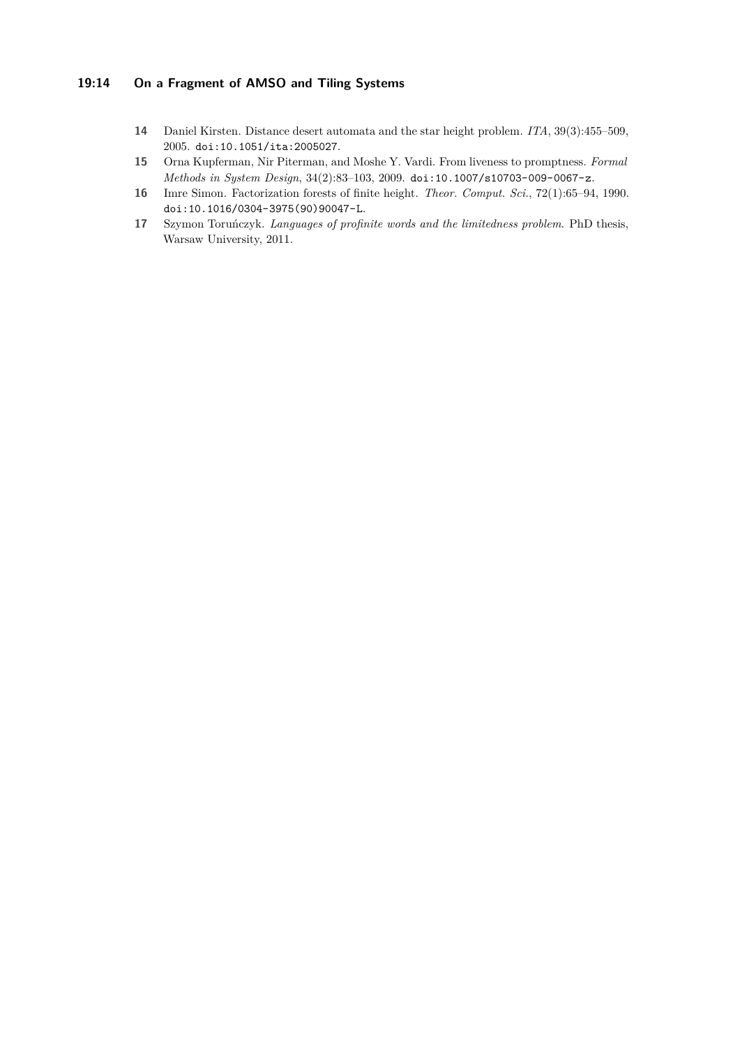14 Daniel Kirsten. Distance desert automata and the star height problem. *ITA*, 39(3):455–509, 2005. doi:10.1051/ita:2005027.

15 Orna Kupferman, Nir Piterman, and Moshe Y. Vardi. From liveness to promptness. *Formal Methods in System Design*, 34(2):83–103, 2009. doi:10.1007/s10703-009-0067-z.

16 Imre Simon. Factorization forests of finite height. *Theor. Comput. Sci.*, 72(1):65–94, 1990. doi:10.1016/0304-3975(90)90047-L.

17 Szymon Toruńczyk. *Languages of profinite words and the limitedness problem*. PhD thesis, Warsaw University, 2011.